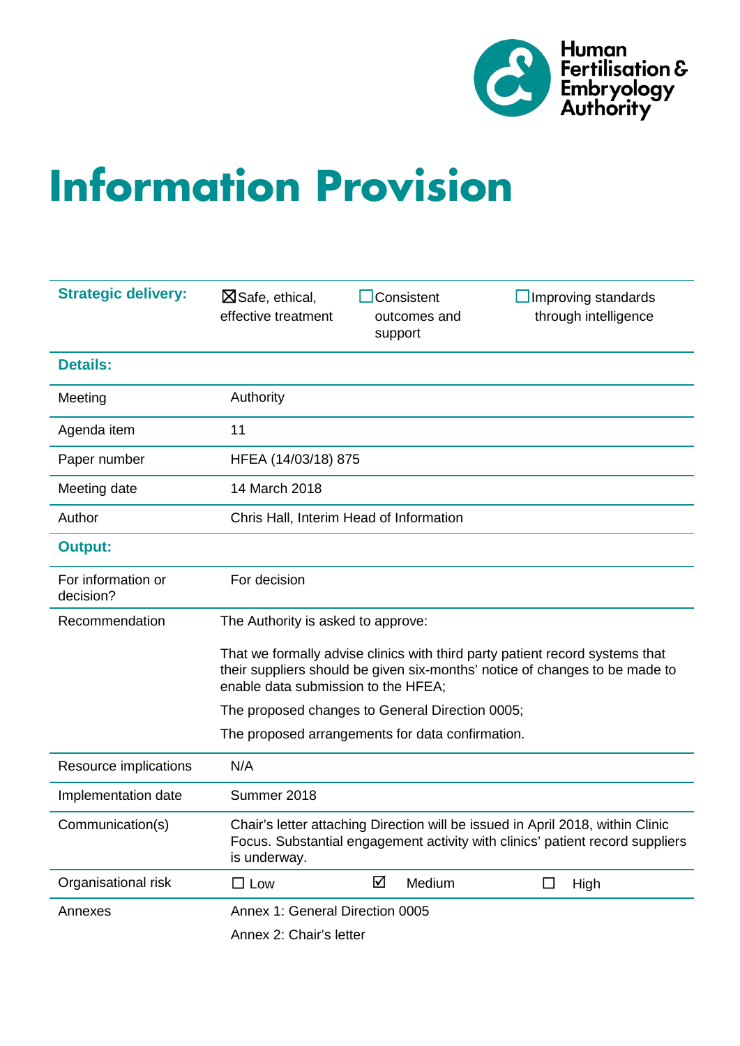Human Fertilisation & Embryology Authority

# Information Provision

| | | | |
|---|---|---|---|
| **Strategic delivery:** | ☒ Safe, ethical, effective treatment | ☐ Consistent outcomes and support | ☐ Improving standards through intelligence |
| **Details:** | | | |
| Meeting | Authority | | |
| Agenda item | 11 | | |
| Paper number | HFEA (14/03/18) 875 | | |
| Meeting date | 14 March 2018 | | |
| Author | Chris Hall, Interim Head of Information | | |
| **Output:** | | | |
| For information or decision? | For decision | | |
| Recommendation | The Authority is asked to approve:<br><br>That we formally advise clinics with third party patient record systems that their suppliers should be given six-months' notice of changes to be made to enable data submission to the HFEA;<br><br>The proposed changes to General Direction 0005;<br><br>The proposed arrangements for data confirmation. | | |
| Resource implications | N/A | | |
| Implementation date | Summer 2018 | | |
| Communication(s) | Chair's letter attaching Direction will be issued in April 2018, within Clinic Focus. Substantial engagement activity with clinics' patient record suppliers is underway. | | |
| Organisational risk | ☐ Low | ☑ Medium | ☐ High |
| Annexes | Annex 1: General Direction 0005<br><br>Annex 2: Chair's letter | | |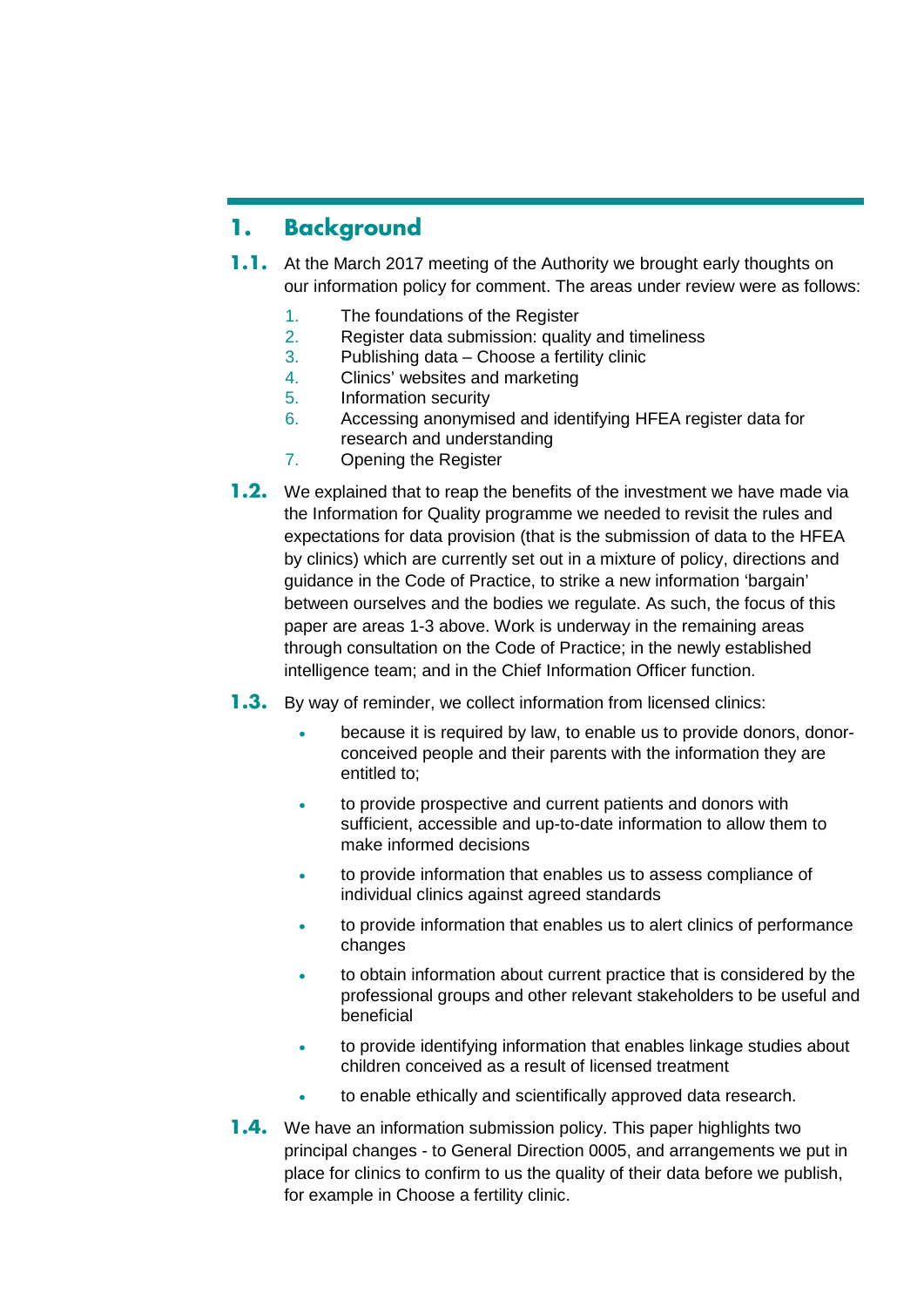# 1. Background

**1.1.** At the March 2017 meeting of the Authority we brought early thoughts on our information policy for comment. The areas under review were as follows:

1. The foundations of the Register
2. Register data submission: quality and timeliness
3. Publishing data – Choose a fertility clinic
4. Clinics' websites and marketing
5. Information security
6. Accessing anonymised and identifying HFEA register data for research and understanding
7. Opening the Register

**1.2.** We explained that to reap the benefits of the investment we have made via the Information for Quality programme we needed to revisit the rules and expectations for data provision (that is the submission of data to the HFEA by clinics) which are currently set out in a mixture of policy, directions and guidance in the Code of Practice, to strike a new information 'bargain' between ourselves and the bodies we regulate. As such, the focus of this paper are areas 1-3 above. Work is underway in the remaining areas through consultation on the Code of Practice; in the newly established intelligence team; and in the Chief Information Officer function.

**1.3.** By way of reminder, we collect information from licensed clinics:

- because it is required by law, to enable us to provide donors, donor-conceived people and their parents with the information they are entitled to;
- to provide prospective and current patients and donors with sufficient, accessible and up-to-date information to allow them to make informed decisions
- to provide information that enables us to assess compliance of individual clinics against agreed standards
- to provide information that enables us to alert clinics of performance changes
- to obtain information about current practice that is considered by the professional groups and other relevant stakeholders to be useful and beneficial
- to provide identifying information that enables linkage studies about children conceived as a result of licensed treatment
- to enable ethically and scientifically approved data research.

**1.4.** We have an information submission policy. This paper highlights two principal changes - to General Direction 0005, and arrangements we put in place for clinics to confirm to us the quality of their data before we publish, for example in Choose a fertility clinic.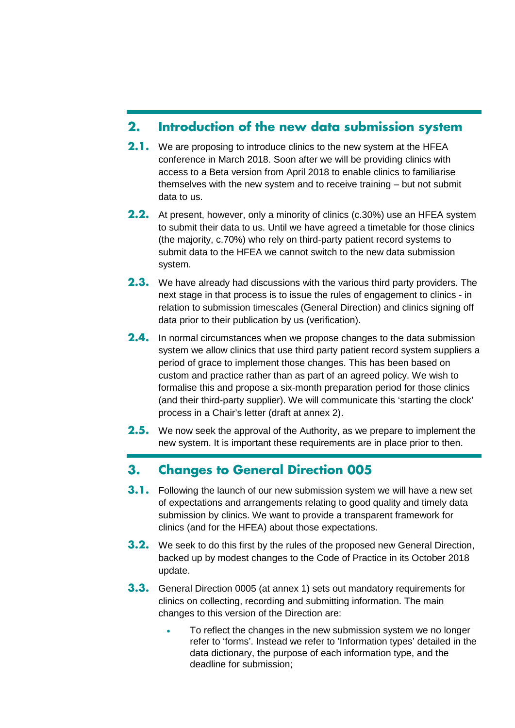## 2. Introduction of the new data submission system

**2.1.** We are proposing to introduce clinics to the new system at the HFEA conference in March 2018. Soon after we will be providing clinics with access to a Beta version from April 2018 to enable clinics to familiarise themselves with the new system and to receive training – but not submit data to us.

**2.2.** At present, however, only a minority of clinics (c.30%) use an HFEA system to submit their data to us. Until we have agreed a timetable for those clinics (the majority, c.70%) who rely on third-party patient record systems to submit data to the HFEA we cannot switch to the new data submission system.

**2.3.** We have already had discussions with the various third party providers. The next stage in that process is to issue the rules of engagement to clinics - in relation to submission timescales (General Direction) and clinics signing off data prior to their publication by us (verification).

**2.4.** In normal circumstances when we propose changes to the data submission system we allow clinics that use third party patient record system suppliers a period of grace to implement those changes. This has been based on custom and practice rather than as part of an agreed policy. We wish to formalise this and propose a six-month preparation period for those clinics (and their third-party supplier). We will communicate this 'starting the clock' process in a Chair's letter (draft at annex 2).

**2.5.** We now seek the approval of the Authority, as we prepare to implement the new system. It is important these requirements are in place prior to then.

## 3. Changes to General Direction 005

**3.1.** Following the launch of our new submission system we will have a new set of expectations and arrangements relating to good quality and timely data submission by clinics. We want to provide a transparent framework for clinics (and for the HFEA) about those expectations.

**3.2.** We seek to do this first by the rules of the proposed new General Direction, backed up by modest changes to the Code of Practice in its October 2018 update.

**3.3.** General Direction 0005 (at annex 1) sets out mandatory requirements for clinics on collecting, recording and submitting information. The main changes to this version of the Direction are:

- To reflect the changes in the new submission system we no longer refer to 'forms'. Instead we refer to 'Information types' detailed in the data dictionary, the purpose of each information type, and the deadline for submission;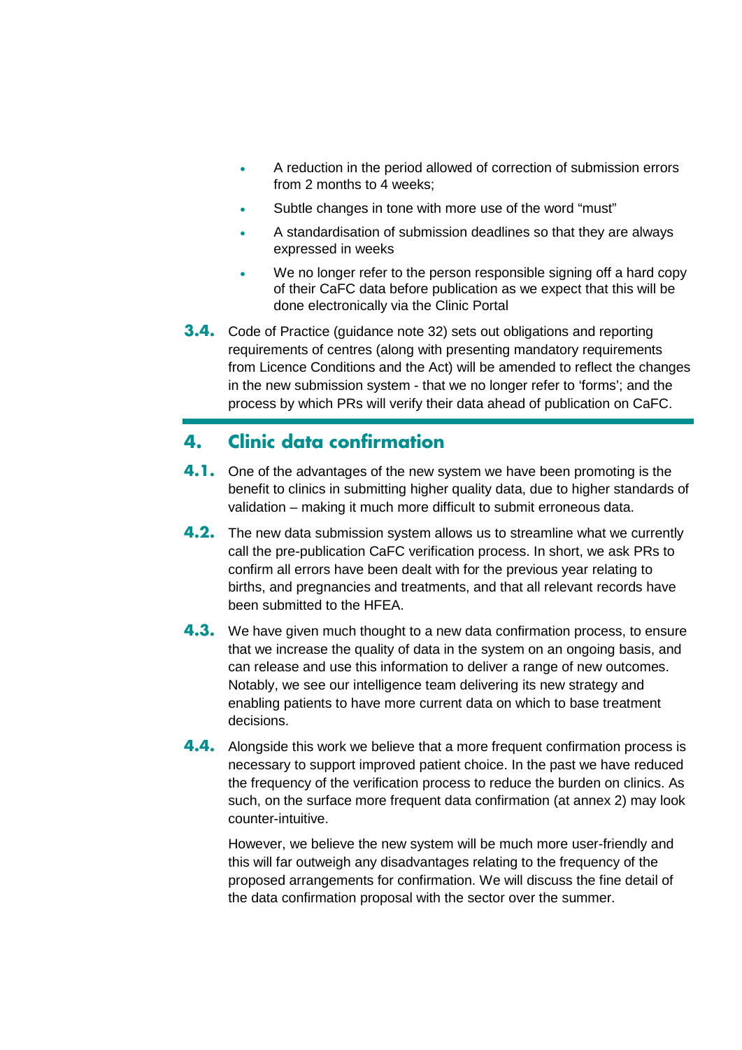- A reduction in the period allowed of correction of submission errors from 2 months to 4 weeks;
- Subtle changes in tone with more use of the word "must"
- A standardisation of submission deadlines so that they are always expressed in weeks
- We no longer refer to the person responsible signing off a hard copy of their CaFC data before publication as we expect that this will be done electronically via the Clinic Portal

**3.4.** Code of Practice (guidance note 32) sets out obligations and reporting requirements of centres (along with presenting mandatory requirements from Licence Conditions and the Act) will be amended to reflect the changes in the new submission system - that we no longer refer to 'forms'; and the process by which PRs will verify their data ahead of publication on CaFC.

## 4. Clinic data confirmation

**4.1.** One of the advantages of the new system we have been promoting is the benefit to clinics in submitting higher quality data, due to higher standards of validation – making it much more difficult to submit erroneous data.

**4.2.** The new data submission system allows us to streamline what we currently call the pre-publication CaFC verification process. In short, we ask PRs to confirm all errors have been dealt with for the previous year relating to births, and pregnancies and treatments, and that all relevant records have been submitted to the HFEA.

**4.3.** We have given much thought to a new data confirmation process, to ensure that we increase the quality of data in the system on an ongoing basis, and can release and use this information to deliver a range of new outcomes. Notably, we see our intelligence team delivering its new strategy and enabling patients to have more current data on which to base treatment decisions.

**4.4.** Alongside this work we believe that a more frequent confirmation process is necessary to support improved patient choice. In the past we have reduced the frequency of the verification process to reduce the burden on clinics. As such, on the surface more frequent data confirmation (at annex 2) may look counter-intuitive.

However, we believe the new system will be much more user-friendly and this will far outweigh any disadvantages relating to the frequency of the proposed arrangements for confirmation. We will discuss the fine detail of the data confirmation proposal with the sector over the summer.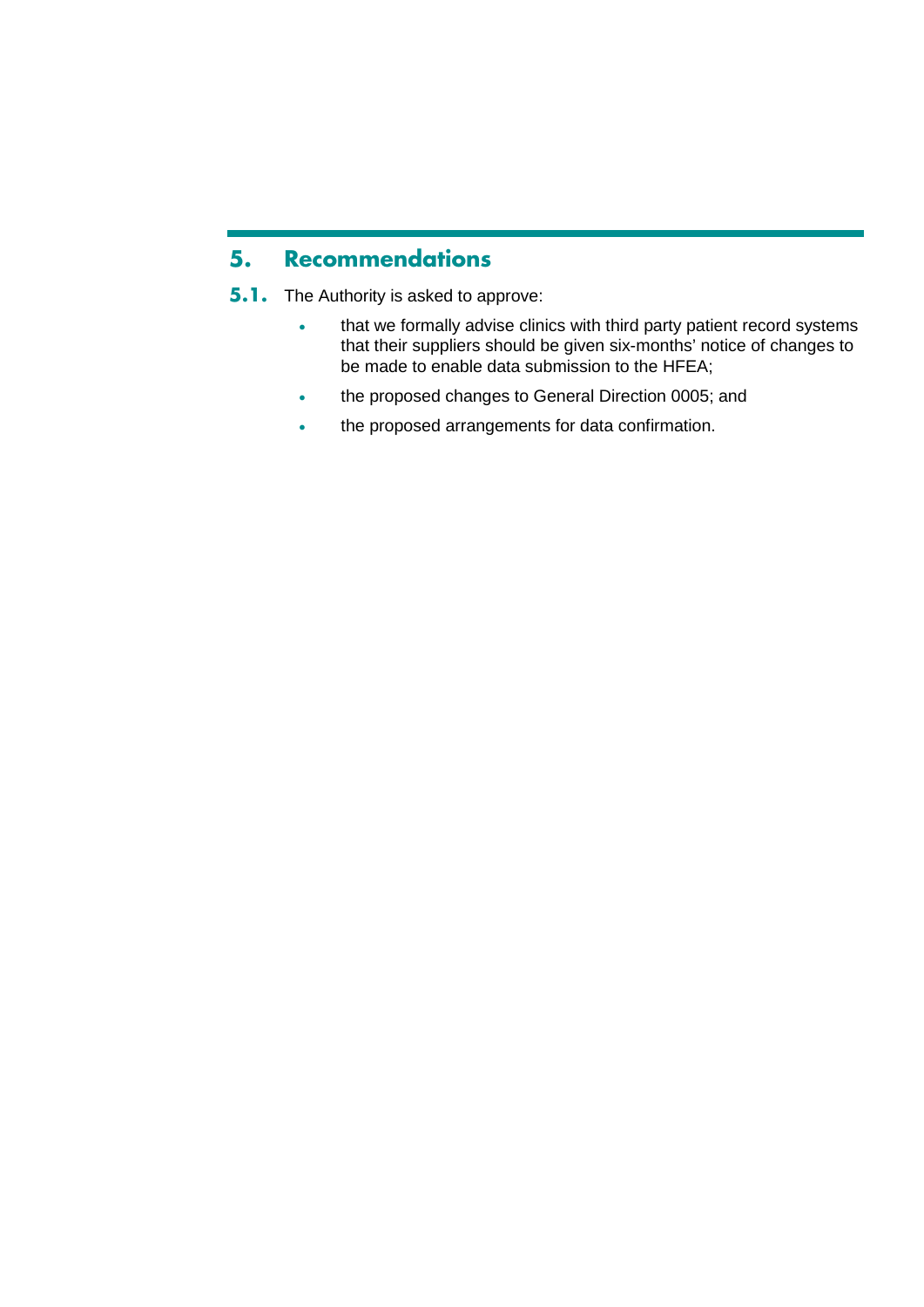## 5. Recommendations

**5.1.** The Authority is asked to approve:

- that we formally advise clinics with third party patient record systems that their suppliers should be given six-months' notice of changes to be made to enable data submission to the HFEA;
- the proposed changes to General Direction 0005; and
- the proposed arrangements for data confirmation.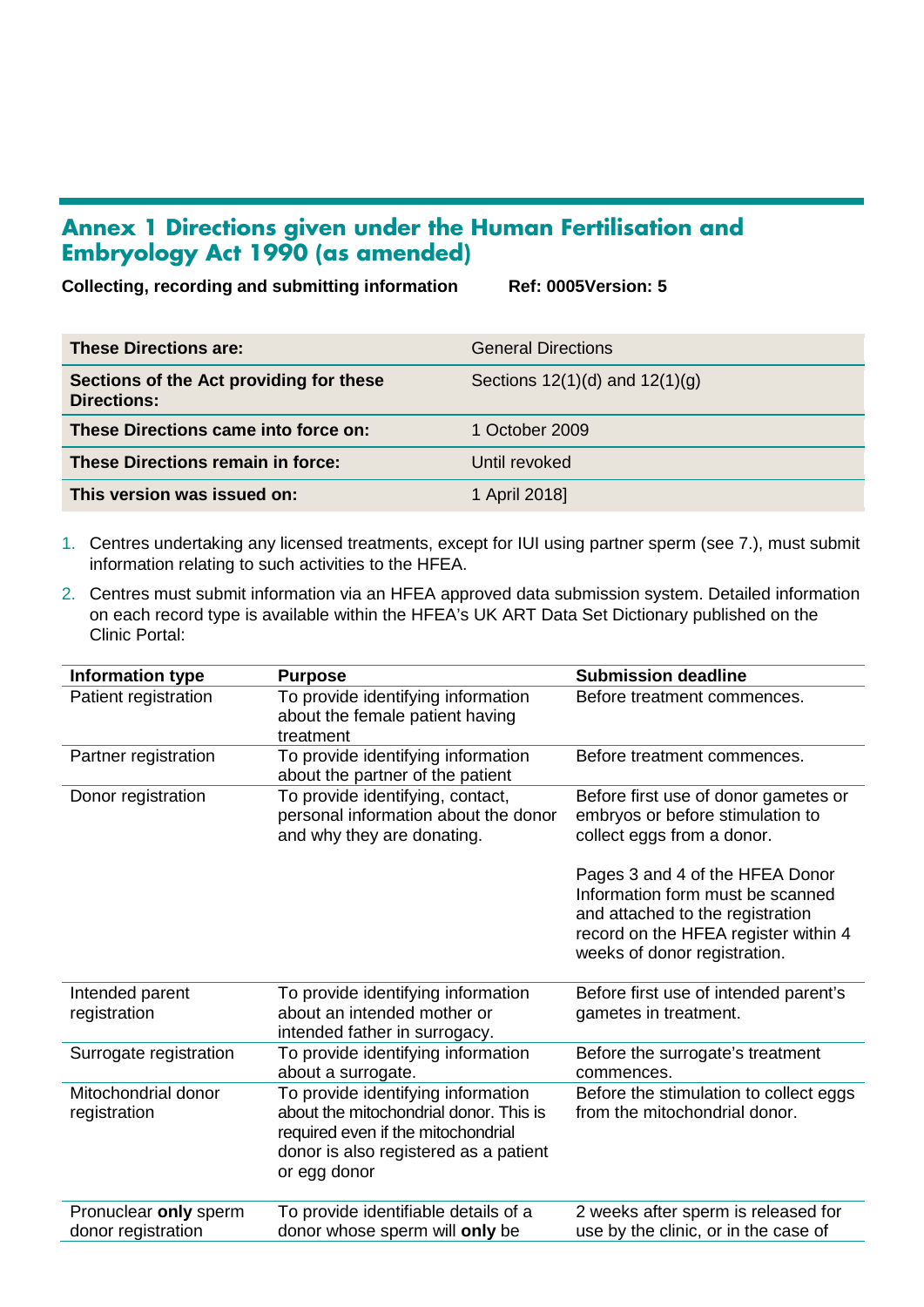## Annex 1 Directions given under the Human Fertilisation and Embryology Act 1990 (as amended)

**Collecting, recording and submitting information** **Ref: 0005Version: 5**

| | |
|---|---|
| **These Directions are:** | General Directions |
| **Sections of the Act providing for these Directions:** | Sections 12(1)(d) and 12(1)(g) |
| **These Directions came into force on:** | 1 October 2009 |
| **These Directions remain in force:** | Until revoked |
| **This version was issued on:** | 1 April 2018] |

1. Centres undertaking any licensed treatments, except for IUI using partner sperm (see 7.), must submit information relating to such activities to the HFEA.
2. Centres must submit information via an HFEA approved data submission system. Detailed information on each record type is available within the HFEA's UK ART Data Set Dictionary published on the Clinic Portal:

| Information type | Purpose | Submission deadline |
|---|---|---|
| Patient registration | To provide identifying information about the female patient having treatment | Before treatment commences. |
| Partner registration | To provide identifying information about the partner of the patient | Before treatment commences. |
| Donor registration | To provide identifying, contact, personal information about the donor and why they are donating. | Before first use of donor gametes or embryos or before stimulation to collect eggs from a donor.<br><br>Pages 3 and 4 of the HFEA Donor Information form must be scanned and attached to the registration record on the HFEA register within 4 weeks of donor registration. |
| Intended parent registration | To provide identifying information about an intended mother or intended father in surrogacy. | Before first use of intended parent's gametes in treatment. |
| Surrogate registration | To provide identifying information about a surrogate. | Before the surrogate's treatment commences. |
| Mitochondrial donor registration | To provide identifying information about the mitochondrial donor. This is required even if the mitochondrial donor is also registered as a patient or egg donor | Before the stimulation to collect eggs from the mitochondrial donor. |
| Pronuclear **only** sperm donor registration | To provide identifiable details of a donor whose sperm will **only** be | 2 weeks after sperm is released for use by the clinic, or in the case of |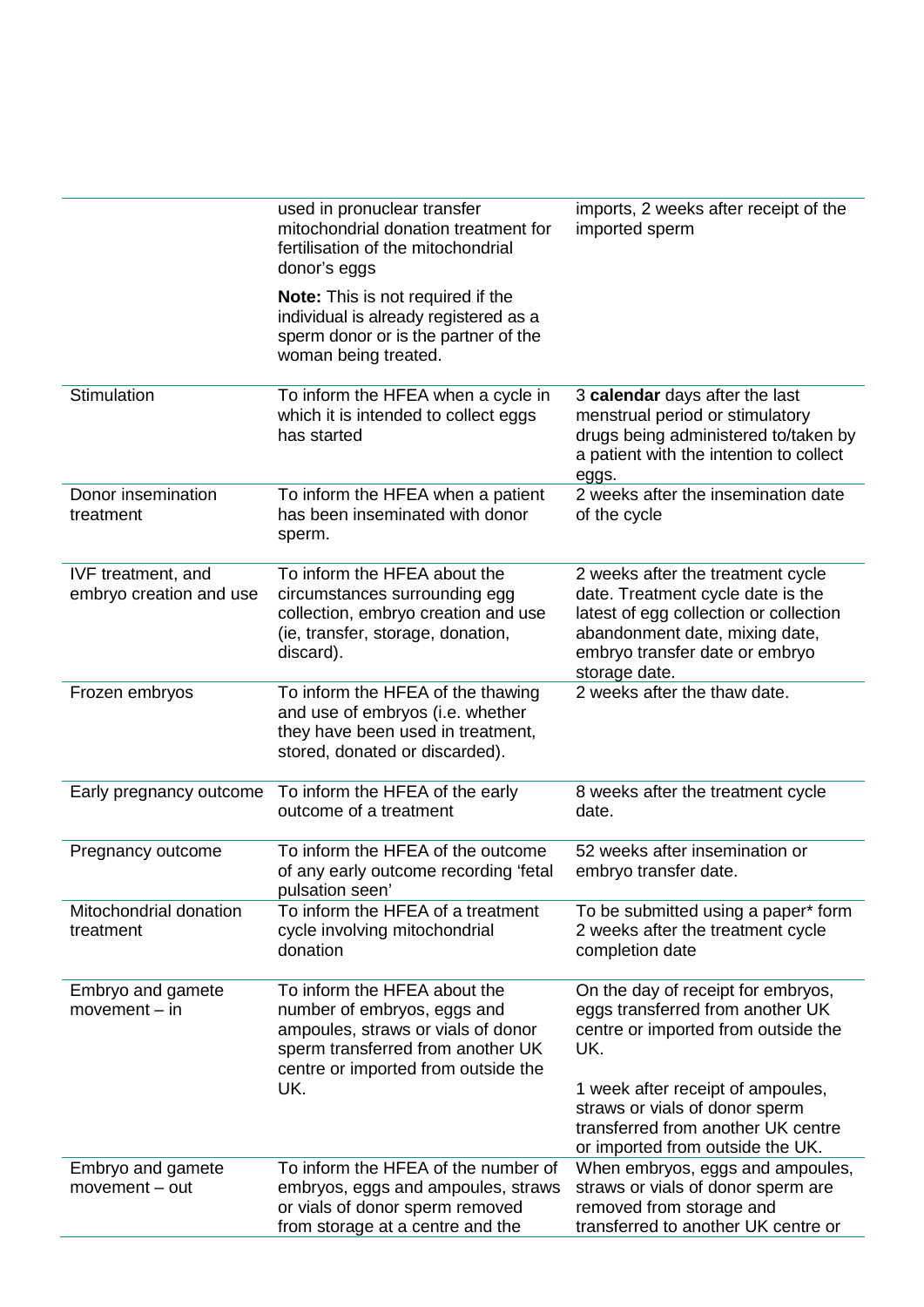| | | |
|---|---|---|
| | used in pronuclear transfer mitochondrial donation treatment for fertilisation of the mitochondrial donor's eggs<br><br>**Note:** This is not required if the individual is already registered as a sperm donor or is the partner of the woman being treated. | imports, 2 weeks after receipt of the imported sperm |
| Stimulation | To inform the HFEA when a cycle in which it is intended to collect eggs has started | 3 **calendar** days after the last menstrual period or stimulatory drugs being administered to/taken by a patient with the intention to collect eggs. |
| Donor insemination treatment | To inform the HFEA when a patient has been inseminated with donor sperm. | 2 weeks after the insemination date of the cycle |
| IVF treatment, and embryo creation and use | To inform the HFEA about the circumstances surrounding egg collection, embryo creation and use (ie, transfer, storage, donation, discard). | 2 weeks after the treatment cycle date. Treatment cycle date is the latest of egg collection or collection abandonment date, mixing date, embryo transfer date or embryo storage date. |
| Frozen embryos | To inform the HFEA of the thawing and use of embryos (i.e. whether they have been used in treatment, stored, donated or discarded). | 2 weeks after the thaw date. |
| Early pregnancy outcome | To inform the HFEA of the early outcome of a treatment | 8 weeks after the treatment cycle date. |
| Pregnancy outcome | To inform the HFEA of the outcome of any early outcome recording 'fetal pulsation seen' | 52 weeks after insemination or embryo transfer date. |
| Mitochondrial donation treatment | To inform the HFEA of a treatment cycle involving mitochondrial donation | To be submitted using a paper* form 2 weeks after the treatment cycle completion date |
| Embryo and gamete movement – in | To inform the HFEA about the number of embryos, eggs and ampoules, straws or vials of donor sperm transferred from another UK centre or imported from outside the UK. | On the day of receipt for embryos, eggs transferred from another UK centre or imported from outside the UK.<br><br>1 week after receipt of ampoules, straws or vials of donor sperm transferred from another UK centre or imported from outside the UK. |
| Embryo and gamete movement – out | To inform the HFEA of the number of embryos, eggs and ampoules, straws or vials of donor sperm removed from storage at a centre and the | When embryos, eggs and ampoules, straws or vials of donor sperm are removed from storage and transferred to another UK centre or |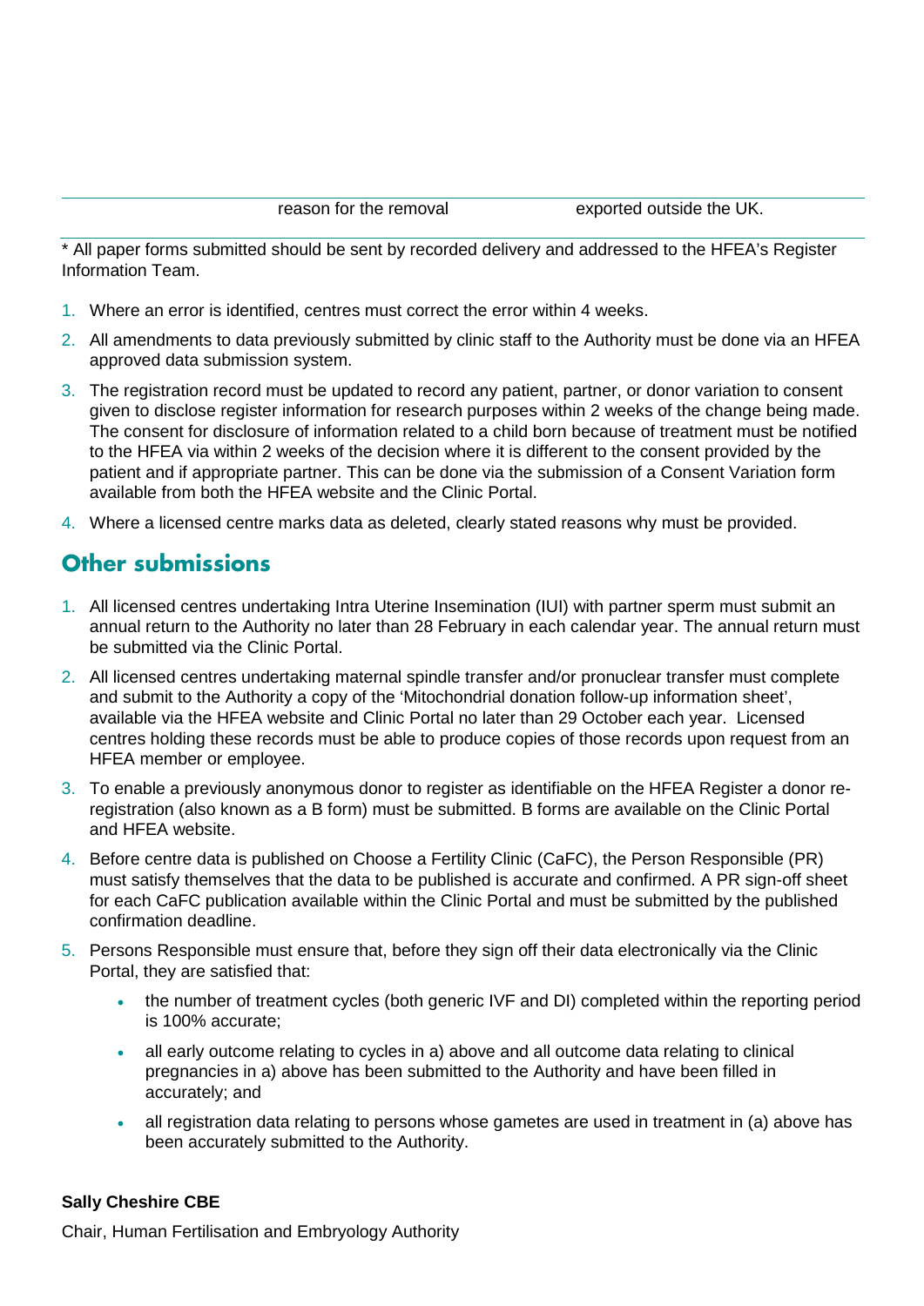| | reason for the removal | exported outside the UK. |
|---|---|---|

* All paper forms submitted should be sent by recorded delivery and addressed to the HFEA's Register Information Team.

1. Where an error is identified, centres must correct the error within 4 weeks.
2. All amendments to data previously submitted by clinic staff to the Authority must be done via an HFEA approved data submission system.
3. The registration record must be updated to record any patient, partner, or donor variation to consent given to disclose register information for research purposes within 2 weeks of the change being made. The consent for disclosure of information related to a child born because of treatment must be notified to the HFEA via within 2 weeks of the decision where it is different to the consent provided by the patient and if appropriate partner. This can be done via the submission of a Consent Variation form available from both the HFEA website and the Clinic Portal.
4. Where a licensed centre marks data as deleted, clearly stated reasons why must be provided.

## Other submissions

1. All licensed centres undertaking Intra Uterine Insemination (IUI) with partner sperm must submit an annual return to the Authority no later than 28 February in each calendar year. The annual return must be submitted via the Clinic Portal.
2. All licensed centres undertaking maternal spindle transfer and/or pronuclear transfer must complete and submit to the Authority a copy of the 'Mitochondrial donation follow-up information sheet', available via the HFEA website and Clinic Portal no later than 29 October each year. Licensed centres holding these records must be able to produce copies of those records upon request from an HFEA member or employee.
3. To enable a previously anonymous donor to register as identifiable on the HFEA Register a donor re-registration (also known as a B form) must be submitted. B forms are available on the Clinic Portal and HFEA website.
4. Before centre data is published on Choose a Fertility Clinic (CaFC), the Person Responsible (PR) must satisfy themselves that the data to be published is accurate and confirmed. A PR sign-off sheet for each CaFC publication available within the Clinic Portal and must be submitted by the published confirmation deadline.
5. Persons Responsible must ensure that, before they sign off their data electronically via the Clinic Portal, they are satisfied that:
   - the number of treatment cycles (both generic IVF and DI) completed within the reporting period is 100% accurate;
   - all early outcome relating to cycles in a) above and all outcome data relating to clinical pregnancies in a) above has been submitted to the Authority and have been filled in accurately; and
   - all registration data relating to persons whose gametes are used in treatment in (a) above has been accurately submitted to the Authority.

**Sally Cheshire CBE**

Chair, Human Fertilisation and Embryology Authority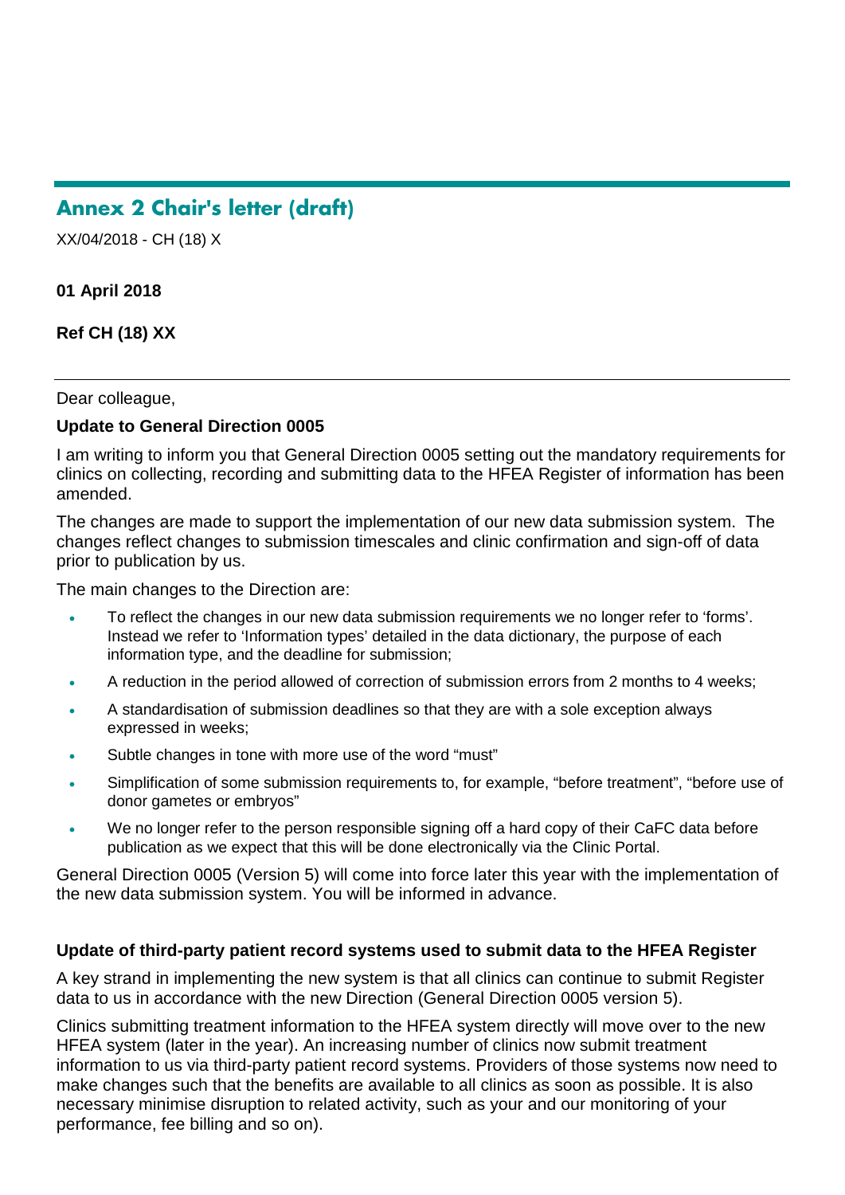## Annex 2 Chair's letter (draft)

XX/04/2018 - CH (18) X

**01 April 2018**

**Ref CH (18) XX**

---

Dear colleague,

**Update to General Direction 0005**

I am writing to inform you that General Direction 0005 setting out the mandatory requirements for clinics on collecting, recording and submitting data to the HFEA Register of information has been amended.

The changes are made to support the implementation of our new data submission system. The changes reflect changes to submission timescales and clinic confirmation and sign-off of data prior to publication by us.

The main changes to the Direction are:

- To reflect the changes in our new data submission requirements we no longer refer to 'forms'. Instead we refer to 'Information types' detailed in the data dictionary, the purpose of each information type, and the deadline for submission;
- A reduction in the period allowed of correction of submission errors from 2 months to 4 weeks;
- A standardisation of submission deadlines so that they are with a sole exception always expressed in weeks;
- Subtle changes in tone with more use of the word "must"
- Simplification of some submission requirements to, for example, "before treatment", "before use of donor gametes or embryos"
- We no longer refer to the person responsible signing off a hard copy of their CaFC data before publication as we expect that this will be done electronically via the Clinic Portal.

General Direction 0005 (Version 5) will come into force later this year with the implementation of the new data submission system. You will be informed in advance.

**Update of third-party patient record systems used to submit data to the HFEA Register**

A key strand in implementing the new system is that all clinics can continue to submit Register data to us in accordance with the new Direction (General Direction 0005 version 5).

Clinics submitting treatment information to the HFEA system directly will move over to the new HFEA system (later in the year). An increasing number of clinics now submit treatment information to us via third-party patient record systems. Providers of those systems now need to make changes such that the benefits are available to all clinics as soon as possible. It is also necessary minimise disruption to related activity, such as your and our monitoring of your performance, fee billing and so on).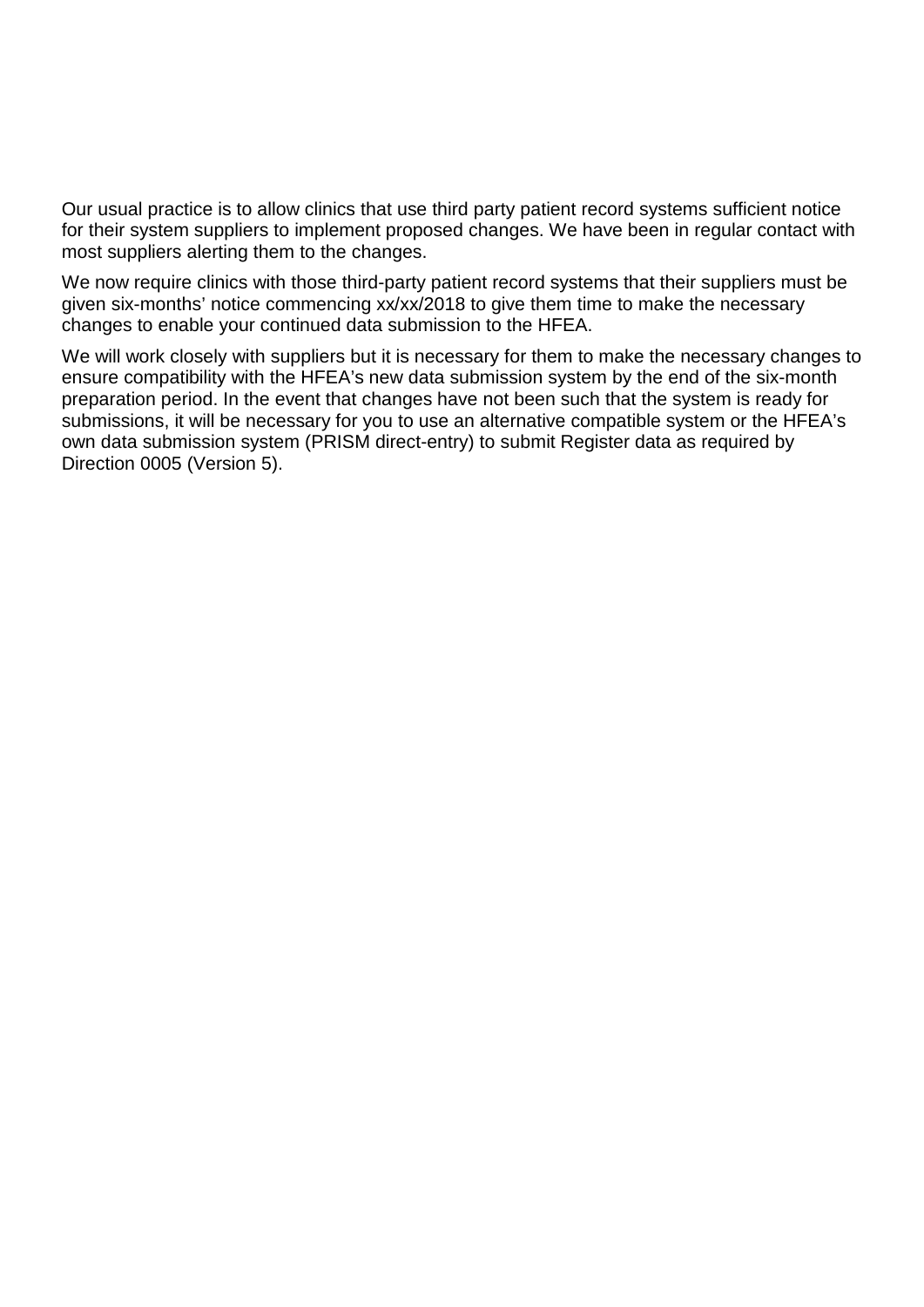Our usual practice is to allow clinics that use third party patient record systems sufficient notice for their system suppliers to implement proposed changes. We have been in regular contact with most suppliers alerting them to the changes.

We now require clinics with those third-party patient record systems that their suppliers must be given six-months' notice commencing xx/xx/2018 to give them time to make the necessary changes to enable your continued data submission to the HFEA.

We will work closely with suppliers but it is necessary for them to make the necessary changes to ensure compatibility with the HFEA's new data submission system by the end of the six-month preparation period. In the event that changes have not been such that the system is ready for submissions, it will be necessary for you to use an alternative compatible system or the HFEA's own data submission system (PRISM direct-entry) to submit Register data as required by Direction 0005 (Version 5).